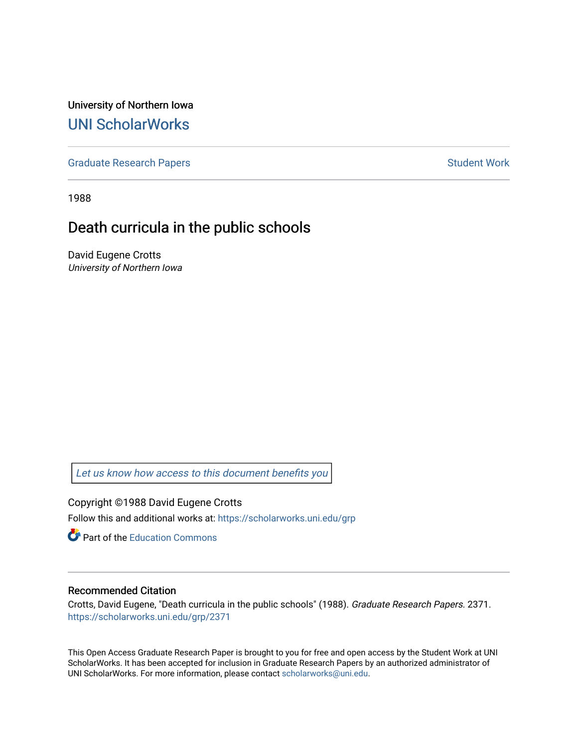University of Northern Iowa

# UNI ScholarWorks

Graduate Research Papers | Student Work

1988

## Death curricula in the public schools

David Eugene Crotts

*University of Northern Iowa*

*Let us know how access to this document benefits you*

Copyright ©1988 David Eugene Crotts

Follow this and additional works at: https://scholarworks.uni.edu/grp

Part of the Education Commons

### Recommended Citation

Crotts, David Eugene, "Death curricula in the public schools" (1988). *Graduate Research Papers*. 2371. https://scholarworks.uni.edu/grp/2371

This Open Access Graduate Research Paper is brought to you for free and open access by the Student Work at UNI ScholarWorks. It has been accepted for inclusion in Graduate Research Papers by an authorized administrator of UNI ScholarWorks. For more information, please contact scholarworks@uni.edu.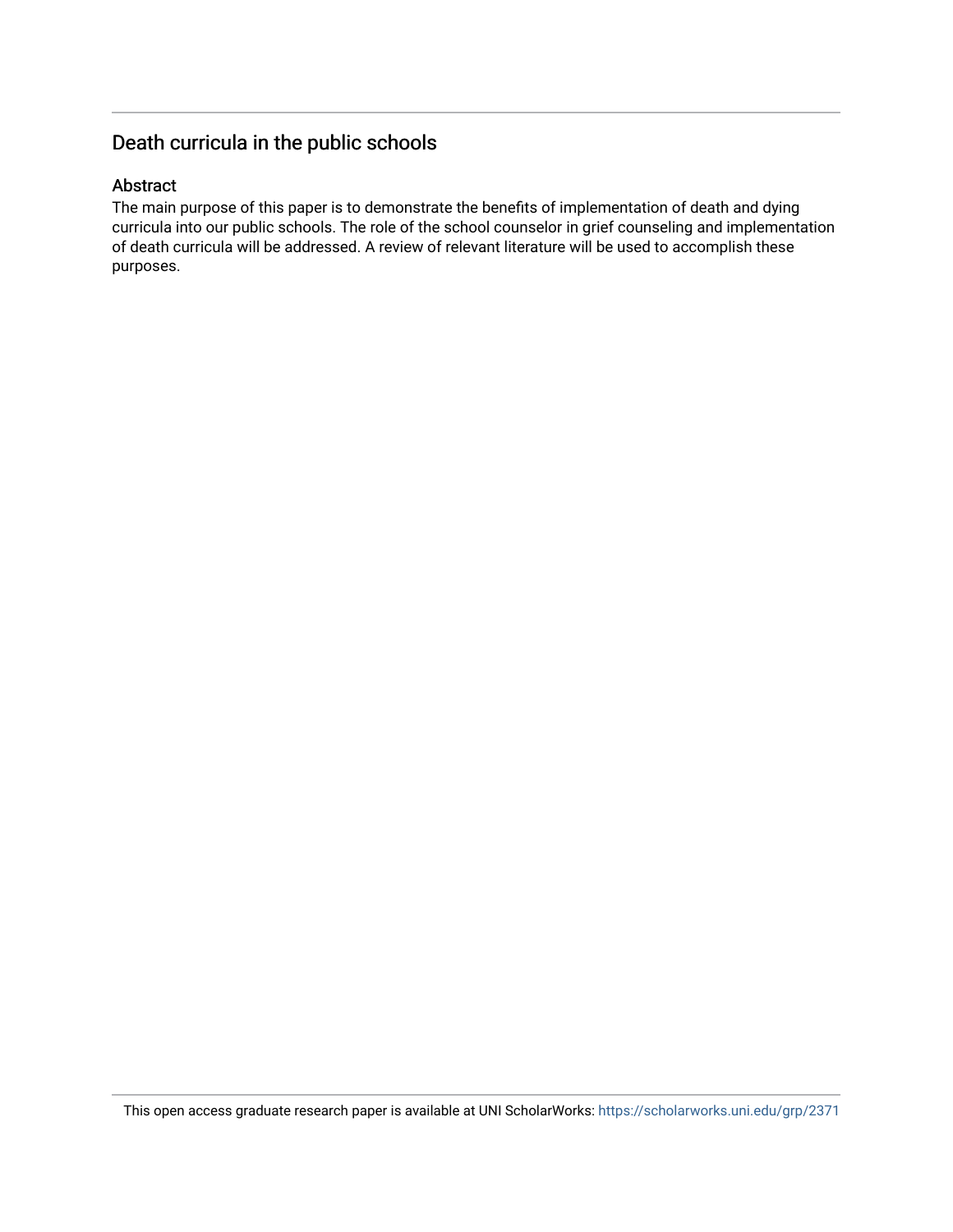## Death curricula in the public schools

### Abstract

The main purpose of this paper is to demonstrate the benefits of implementation of death and dying curricula into our public schools. The role of the school counselor in grief counseling and implementation of death curricula will be addressed. A review of relevant literature will be used to accomplish these purposes.

This open access graduate research paper is available at UNI ScholarWorks: https://scholarworks.uni.edu/grp/2371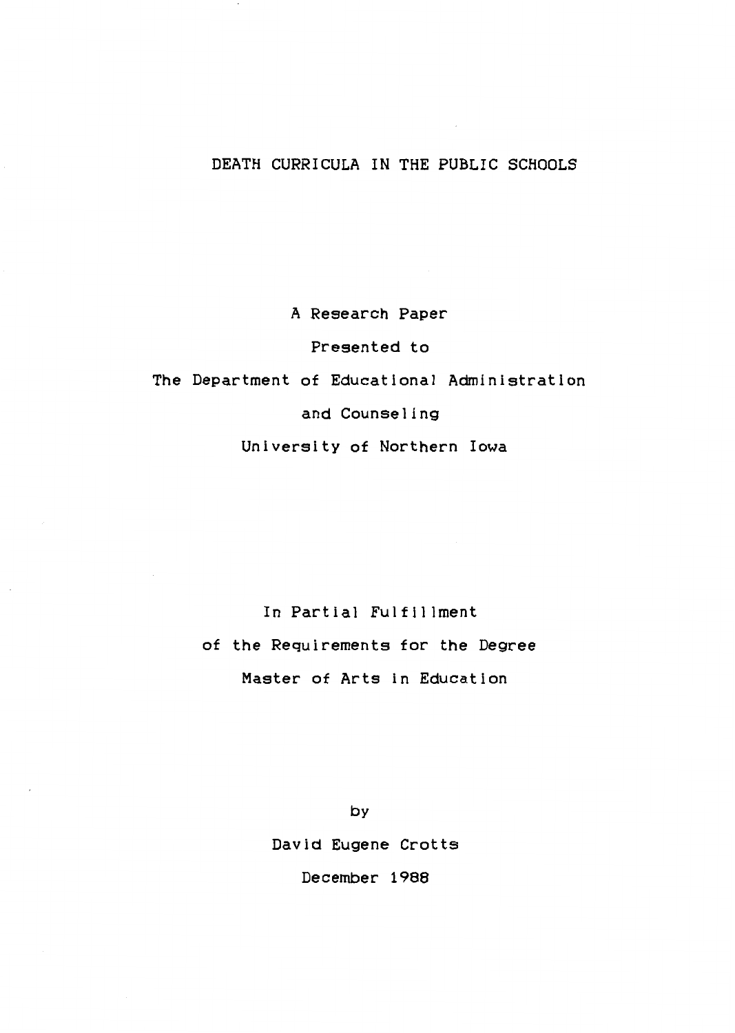# DEATH CURRICULA IN THE PUBLIC SCHOOLS

A Research Paper

Presented to

The Department of Educational Administration

and Counseling

University of Northern Iowa

In Partial Fulfillment

of the Requirements for the Degree

Master of Arts in Education

by

David Eugene Crotts

December 1988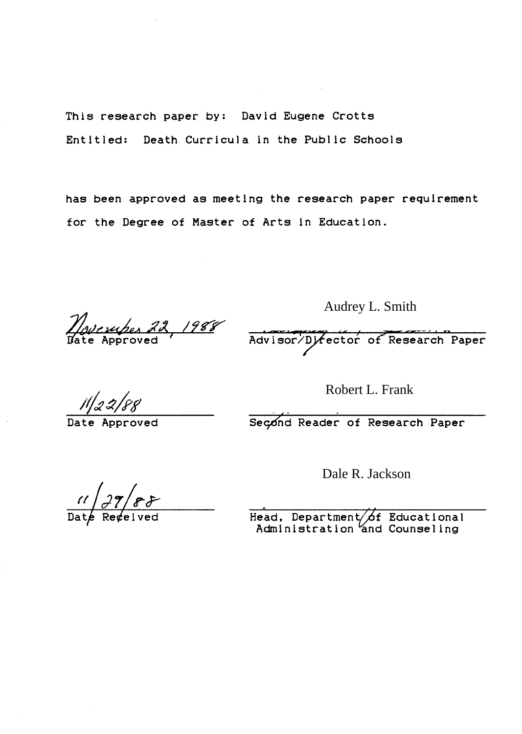This research paper by: David Eugene Crotts

Entitled: Death Curricula in the Public Schools

has been approved as meeting the research paper requirement for the Degree of Master of Arts in Education.

November 22, 1988
Date Approved

Audrey L. Smith
Advisor/Director of Research Paper

11/22/88
Date Approved

Robert L. Frank
Second Reader of Research Paper

11/29/88
Date Received

Dale R. Jackson
Head, Department of Educational Administration and Counseling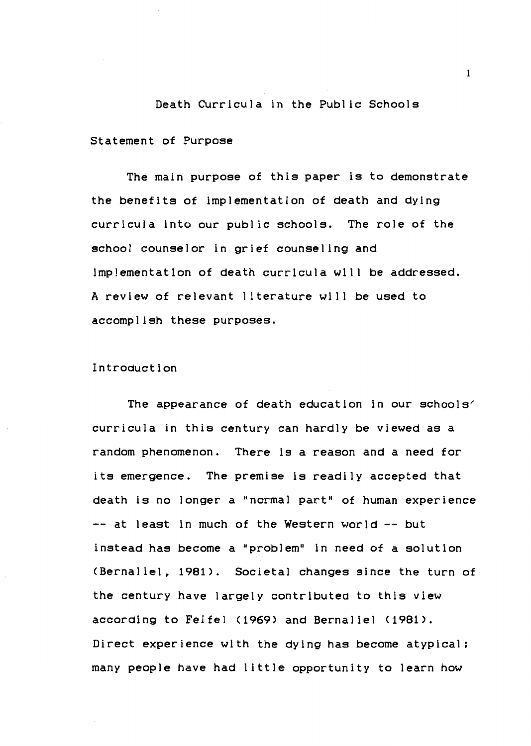# Death Curricula in the Public Schools

## Statement of Purpose

The main purpose of this paper is to demonstrate the benefits of implementation of death and dying curricula into our public schools. The role of the school counselor in grief counseling and implementation of death curricula will be addressed. A review of relevant literature will be used to accomplish these purposes.

## Introduction

The appearance of death education in our schools' curricula in this century can hardly be viewed as a random phenomenon. There is a reason and a need for its emergence. The premise is readily accepted that death is no longer a "normal part" of human experience -- at least in much of the Western world -- but instead has become a "problem" in need of a solution (Bernaliel, 1981). Societal changes since the turn of the century have largely contributed to this view according to Feifel (1969) and Bernaliel (1981). Direct experience with the dying has become atypical; many people have had little opportunity to learn how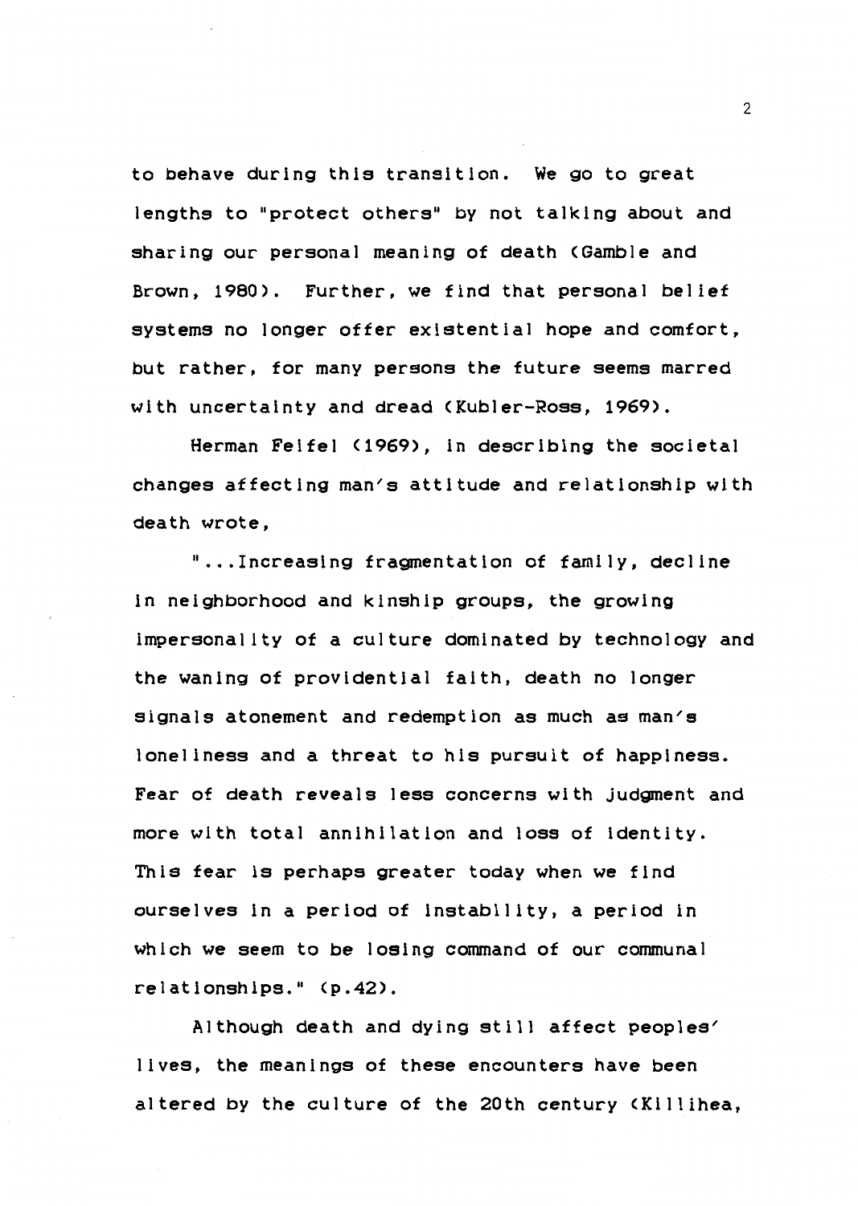to behave during this transition. We go to great lengths to "protect others" by not talking about and sharing our personal meaning of death (Gamble and Brown, 1980). Further, we find that personal belief systems no longer offer existential hope and comfort, but rather, for many persons the future seems marred with uncertainty and dread (Kubler-Ross, 1969).

Herman Feifel (1969), in describing the societal changes affecting man's attitude and relationship with death wrote,

"...Increasing fragmentation of family, decline in neighborhood and kinship groups, the growing impersonality of a culture dominated by technology and the waning of providential faith, death no longer signals atonement and redemption as much as man's loneliness and a threat to his pursuit of happiness. Fear of death reveals less concerns with judgment and more with total annihilation and loss of identity. This fear is perhaps greater today when we find ourselves in a period of instability, a period in which we seem to be losing command of our communal relationships." (p.42).

Although death and dying still affect peoples' lives, the meanings of these encounters have been altered by the culture of the 20th century (Killihea,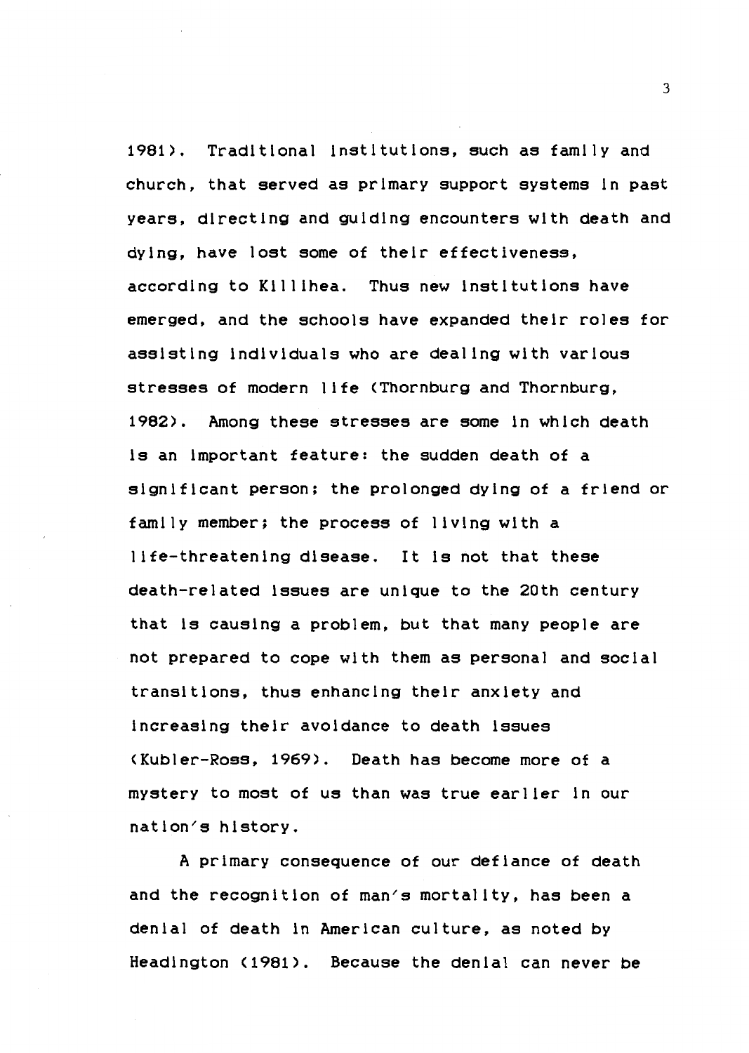1981). Traditional institutions, such as family and church, that served as primary support systems in past years, directing and guiding encounters with death and dying, have lost some of their effectiveness, according to Killihea. Thus new institutions have emerged, and the schools have expanded their roles for assisting individuals who are dealing with various stresses of modern life (Thornburg and Thornburg, 1982). Among these stresses are some in which death is an important feature: the sudden death of a significant person; the prolonged dying of a friend or family member; the process of living with a life-threatening disease. It is not that these death-related issues are unique to the 20th century that is causing a problem, but that many people are not prepared to cope with them as personal and social transitions, thus enhancing their anxiety and increasing their avoidance to death issues (Kubler-Ross, 1969). Death has become more of a mystery to most of us than was true earlier in our nation's history.

A primary consequence of our defiance of death and the recognition of man's mortality, has been a denial of death in American culture, as noted by Headington (1981). Because the denial can never be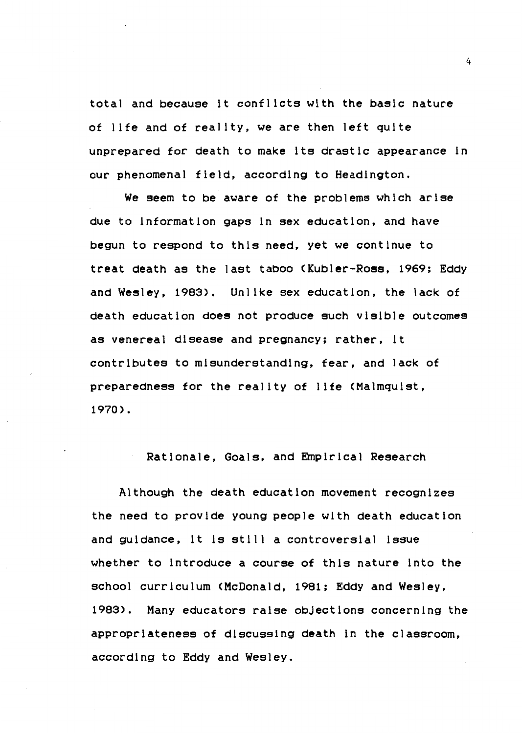total and because it conflicts with the basic nature of life and of reality, we are then left quite unprepared for death to make its drastic appearance in our phenomenal field, according to Headington.

We seem to be aware of the problems which arise due to information gaps in sex education, and have begun to respond to this need, yet we continue to treat death as the last taboo (Kubler-Ross, 1969; Eddy and Wesley, 1983). Unlike sex education, the lack of death education does not produce such visible outcomes as venereal disease and pregnancy; rather, it contributes to misunderstanding, fear, and lack of preparedness for the reality of life (Malmquist, 1970).

## Rationale, Goals, and Empirical Research

Although the death education movement recognizes the need to provide young people with death education and guidance, it is still a controversial issue whether to introduce a course of this nature into the school curriculum (McDonald, 1981; Eddy and Wesley, 1983). Many educators raise objections concerning the appropriateness of discussing death in the classroom, according to Eddy and Wesley.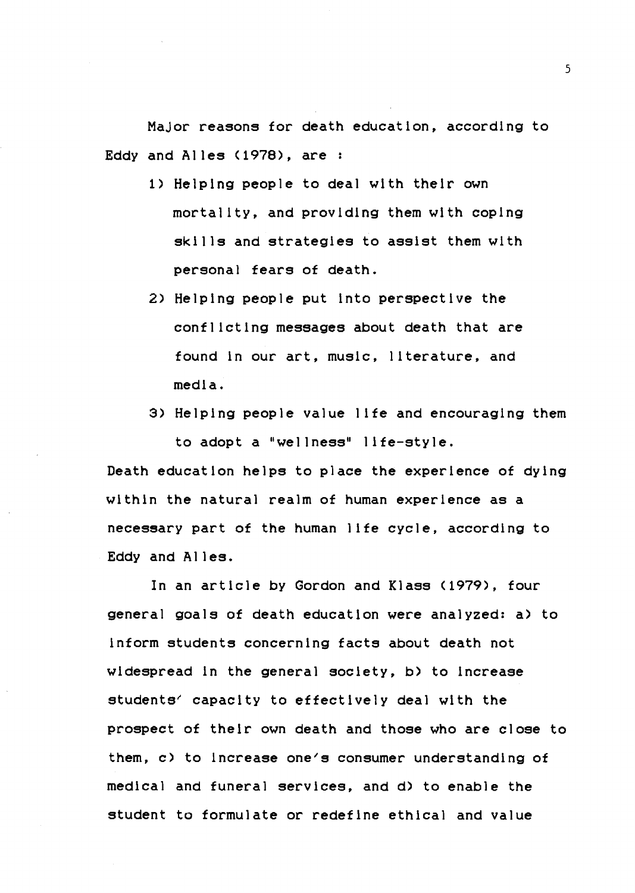Major reasons for death education, according to Eddy and Alles (1978), are :

1) Helping people to deal with their own mortality, and providing them with coping skills and strategies to assist them with personal fears of death.
2) Helping people put into perspective the conflicting messages about death that are found in our art, music, literature, and media.
3) Helping people value life and encouraging them to adopt a "wellness" life-style.

Death education helps to place the experience of dying within the natural realm of human experience as a necessary part of the human life cycle, according to Eddy and Alles.

In an article by Gordon and Klass (1979), four general goals of death education were analyzed: a) to inform students concerning facts about death not widespread in the general society, b) to increase students' capacity to effectively deal with the prospect of their own death and those who are close to them, c) to increase one's consumer understanding of medical and funeral services, and d) to enable the student to formulate or redefine ethical and value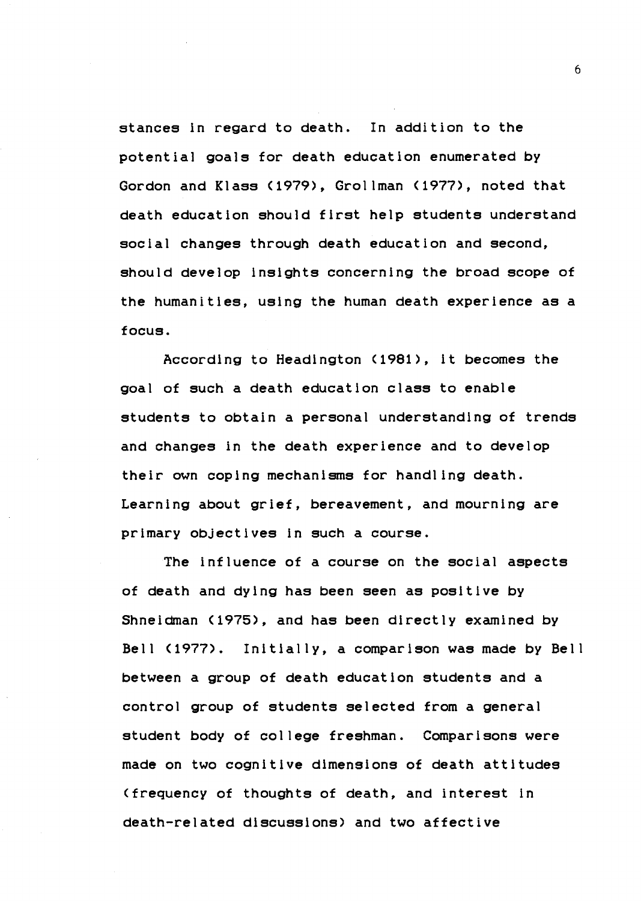stances in regard to death. In addition to the potential goals for death education enumerated by Gordon and Klass (1979), Grollman (1977), noted that death education should first help students understand social changes through death education and second, should develop insights concerning the broad scope of the humanities, using the human death experience as a focus.

According to Headington (1981), it becomes the goal of such a death education class to enable students to obtain a personal understanding of trends and changes in the death experience and to develop their own coping mechanisms for handling death. Learning about grief, bereavement, and mourning are primary objectives in such a course.

The influence of a course on the social aspects of death and dying has been seen as positive by Shneidman (1975), and has been directly examined by Bell (1977). Initially, a comparison was made by Bell between a group of death education students and a control group of students selected from a general student body of college freshman. Comparisons were made on two cognitive dimensions of death attitudes (frequency of thoughts of death, and interest in death-related discussions) and two affective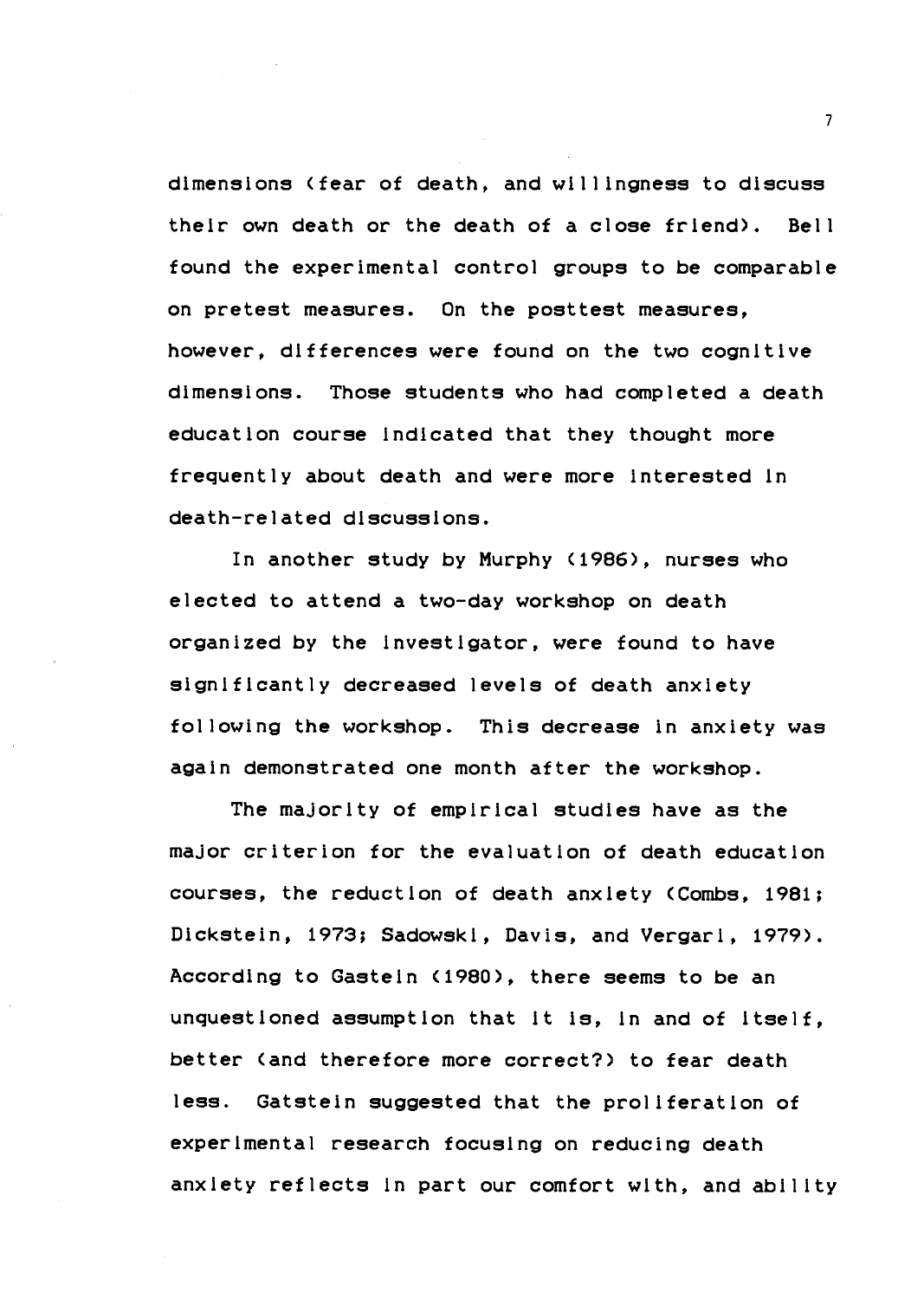dimensions (fear of death, and willingness to discuss their own death or the death of a close friend). Bell found the experimental control groups to be comparable on pretest measures. On the posttest measures, however, differences were found on the two cognitive dimensions. Those students who had completed a death education course indicated that they thought more frequently about death and were more interested in death-related discussions.

In another study by Murphy (1986), nurses who elected to attend a two-day workshop on death organized by the investigator, were found to have significantly decreased levels of death anxiety following the workshop. This decrease in anxiety was again demonstrated one month after the workshop.

The majority of empirical studies have as the major criterion for the evaluation of death education courses, the reduction of death anxiety (Combs, 1981; Dickstein, 1973; Sadowski, Davis, and Vergari, 1979). According to Gastein (1980), there seems to be an unquestioned assumption that it is, in and of itself, better (and therefore more correct?) to fear death less. Gatstein suggested that the proliferation of experimental research focusing on reducing death anxiety reflects in part our comfort with, and ability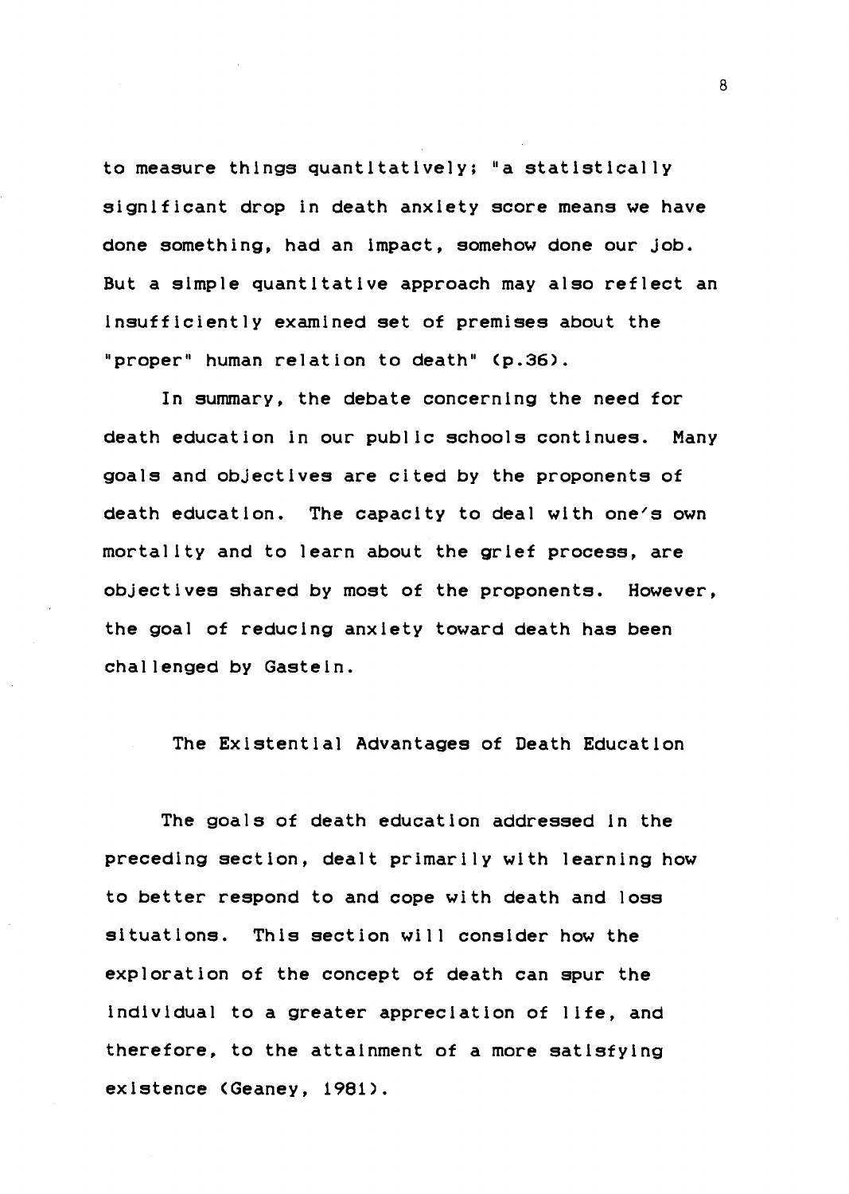to measure things quantitatively; "a statistically significant drop in death anxiety score means we have done something, had an impact, somehow done our job. But a simple quantitative approach may also reflect an insufficiently examined set of premises about the "proper" human relation to death" (p.36).

In summary, the debate concerning the need for death education in our public schools continues. Many goals and objectives are cited by the proponents of death education. The capacity to deal with one's own mortality and to learn about the grief process, are objectives shared by most of the proponents. However, the goal of reducing anxiety toward death has been challenged by Gastein.

## The Existential Advantages of Death Education

The goals of death education addressed in the preceding section, dealt primarily with learning how to better respond to and cope with death and loss situations. This section will consider how the exploration of the concept of death can spur the individual to a greater appreciation of life, and therefore, to the attainment of a more satisfying existence (Geaney, 1981).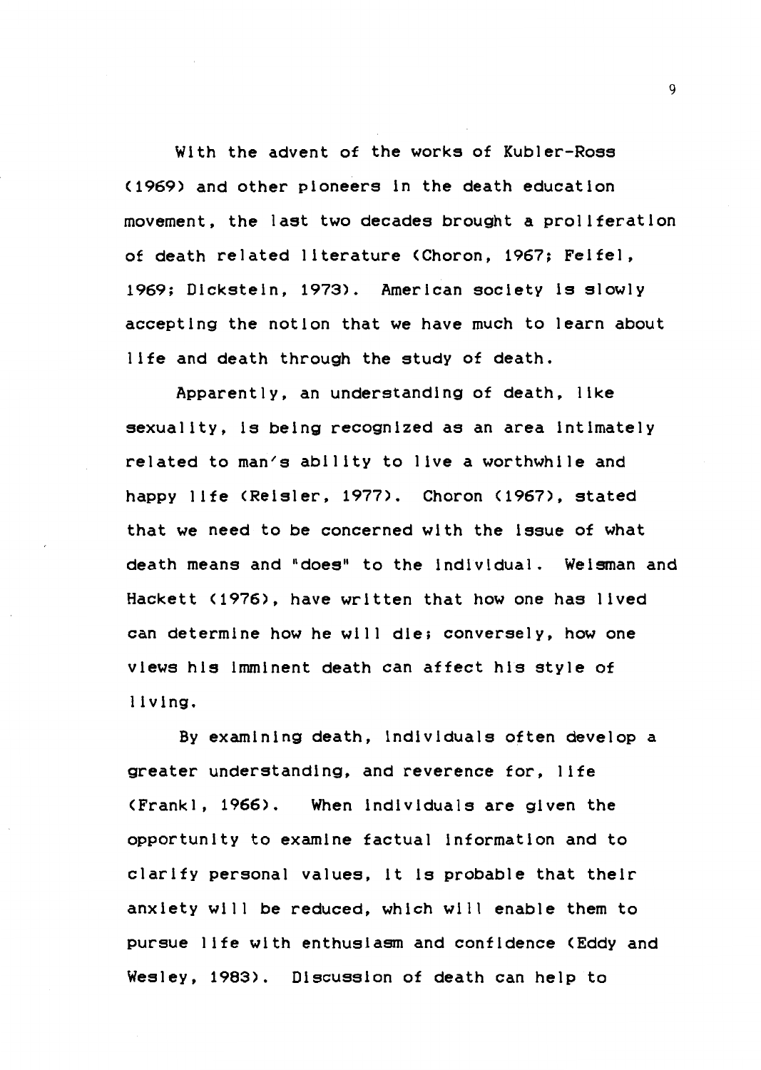With the advent of the works of Kubler-Ross (1969) and other pioneers in the death education movement, the last two decades brought a proliferation of death related literature (Choron, 1967; Feifel, 1969; Dickstein, 1973). American society is slowly accepting the notion that we have much to learn about life and death through the study of death.

Apparently, an understanding of death, like sexuality, is being recognized as an area intimately related to man's ability to live a worthwhile and happy life (Reisler, 1977). Choron (1967), stated that we need to be concerned with the issue of what death means and "does" to the individual. Weisman and Hackett (1976), have written that how one has lived can determine how he will die; conversely, how one views his imminent death can affect his style of living.

By examining death, individuals often develop a greater understanding, and reverence for, life (Frankl, 1966). When individuals are given the opportunity to examine factual information and to clarify personal values, it is probable that their anxiety will be reduced, which will enable them to pursue life with enthusiasm and confidence (Eddy and Wesley, 1983). Discussion of death can help to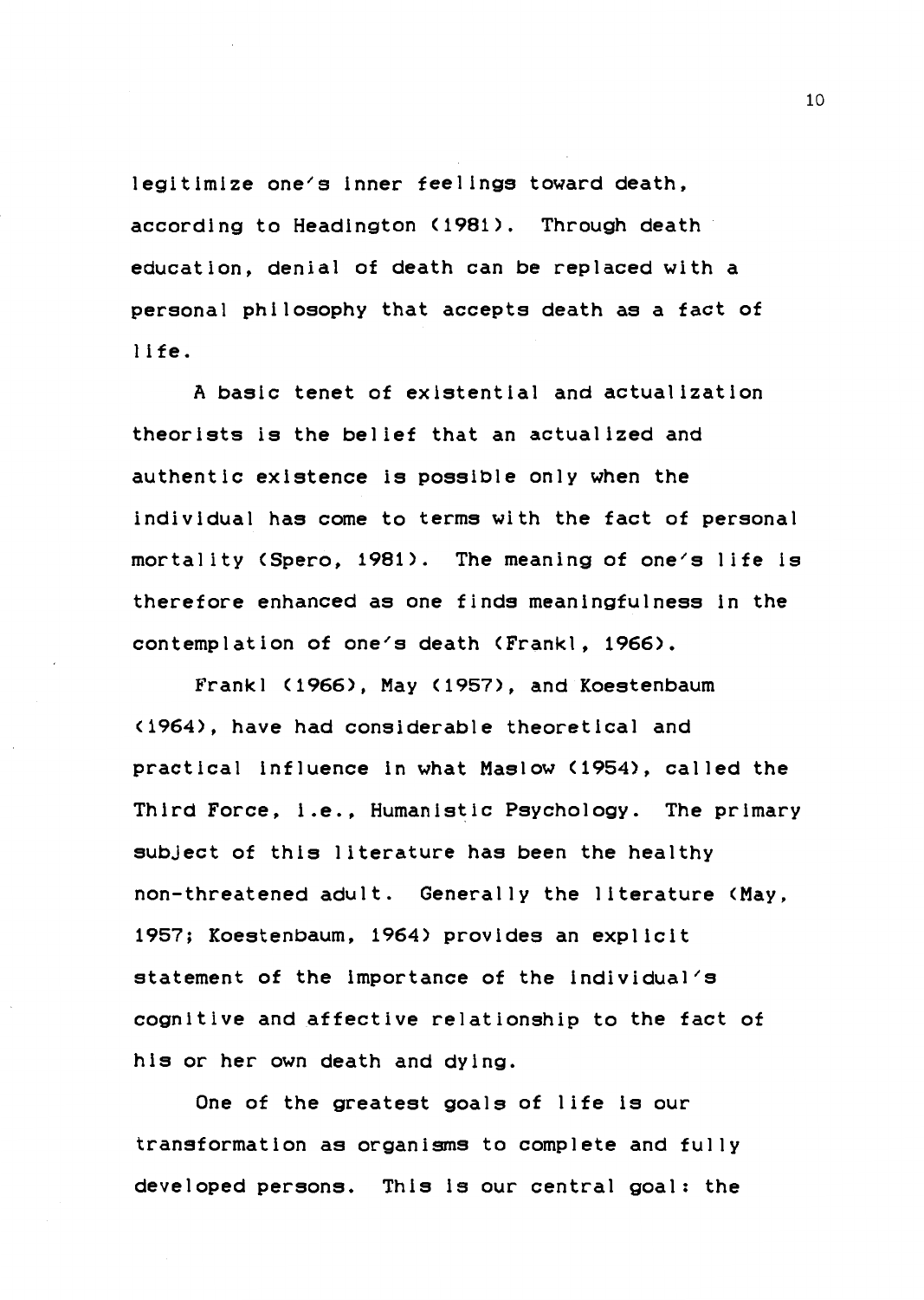legitimize one's inner feelings toward death, according to Headington (1981). Through death education, denial of death can be replaced with a personal philosophy that accepts death as a fact of life.

A basic tenet of existential and actualization theorists is the belief that an actualized and authentic existence is possible only when the individual has come to terms with the fact of personal mortality (Spero, 1981). The meaning of one's life is therefore enhanced as one finds meaningfulness in the contemplation of one's death (Frankl, 1966).

Frankl (1966), May (1957), and Koestenbaum (1964), have had considerable theoretical and practical influence in what Maslow (1954), called the Third Force, i.e., Humanistic Psychology. The primary subject of this literature has been the healthy non-threatened adult. Generally the literature (May, 1957; Koestenbaum, 1964) provides an explicit statement of the importance of the individual's cognitive and affective relationship to the fact of his or her own death and dying.

One of the greatest goals of life is our transformation as organisms to complete and fully developed persons. This is our central goal: the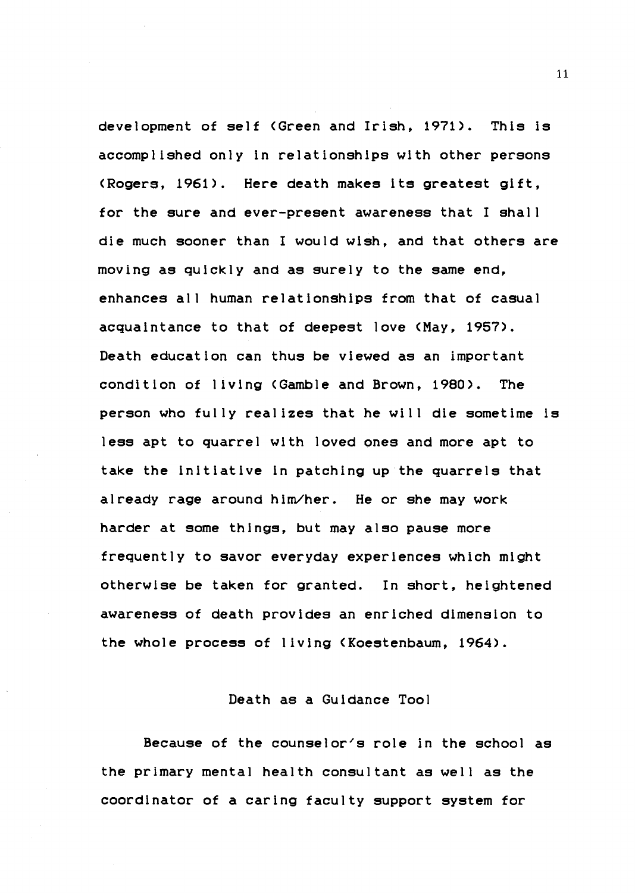development of self (Green and Irish, 1971). This is accomplished only in relationships with other persons (Rogers, 1961). Here death makes its greatest gift, for the sure and ever-present awareness that I shall die much sooner than I would wish, and that others are moving as quickly and as surely to the same end, enhances all human relationships from that of casual acquaintance to that of deepest love (May, 1957). Death education can thus be viewed as an important condition of living (Gamble and Brown, 1980). The person who fully realizes that he will die sometime is less apt to quarrel with loved ones and more apt to take the initiative in patching up the quarrels that already rage around him/her. He or she may work harder at some things, but may also pause more frequently to savor everyday experiences which might otherwise be taken for granted. In short, heightened awareness of death provides an enriched dimension to the whole process of living (Koestenbaum, 1964).

## Death as a Guidance Tool

Because of the counselor's role in the school as the primary mental health consultant as well as the coordinator of a caring faculty support system for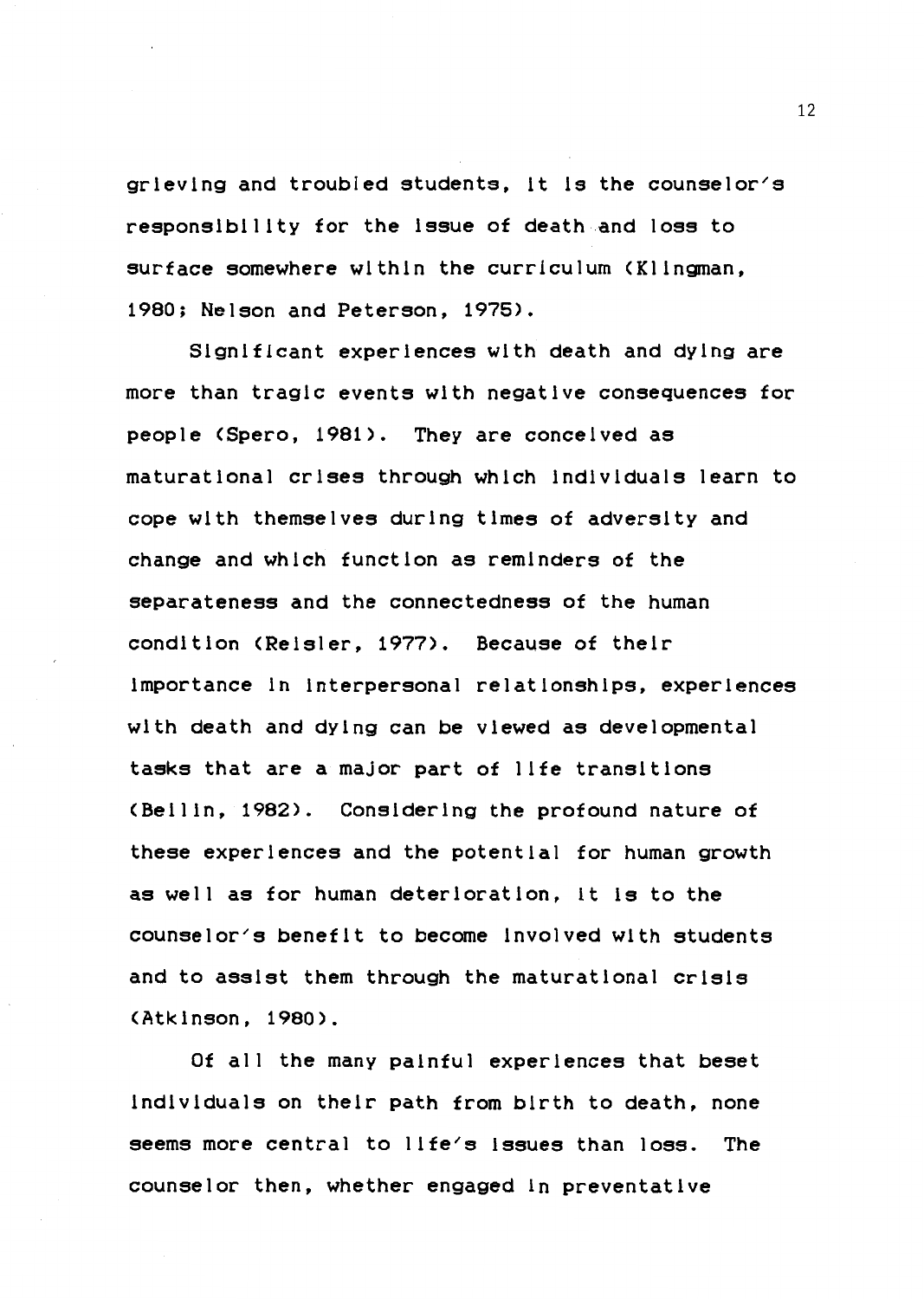grieving and troubled students, it is the counselor's responsibility for the issue of death and loss to surface somewhere within the curriculum (Klingman, 1980; Nelson and Peterson, 1975).

Significant experiences with death and dying are more than tragic events with negative consequences for people (Spero, 1981). They are conceived as maturational crises through which individuals learn to cope with themselves during times of adversity and change and which function as reminders of the separateness and the connectedness of the human condition (Reisler, 1977). Because of their importance in interpersonal relationships, experiences with death and dying can be viewed as developmental tasks that are a major part of life transitions (Beilin, 1982). Considering the profound nature of these experiences and the potential for human growth as well as for human deterioration, it is to the counselor's benefit to become involved with students and to assist them through the maturational crisis (Atkinson, 1980).

Of all the many painful experiences that beset individuals on their path from birth to death, none seems more central to life's issues than loss. The counselor then, whether engaged in preventative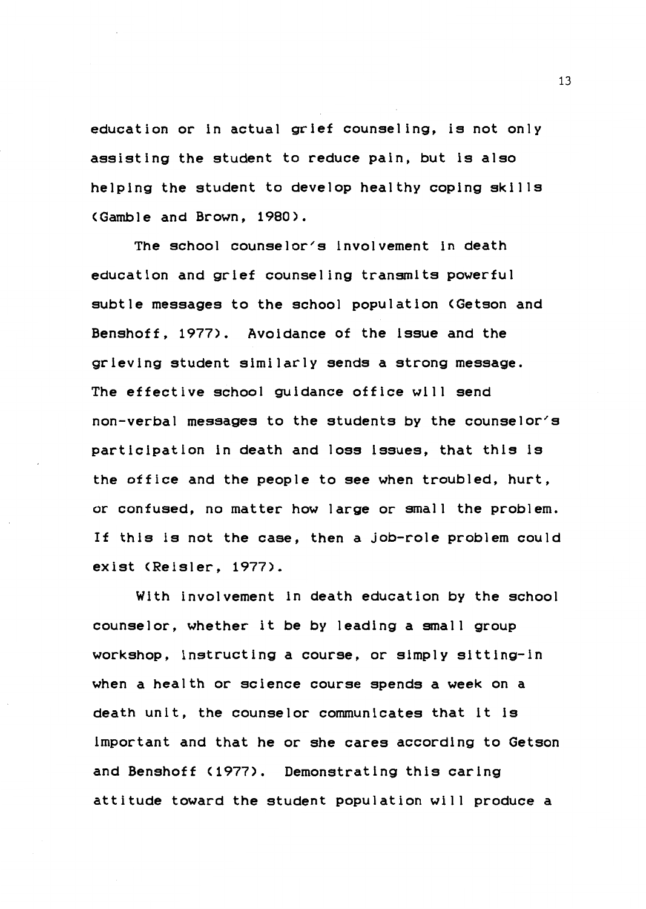education or in actual grief counseling, is not only assisting the student to reduce pain, but is also helping the student to develop healthy coping skills (Gamble and Brown, 1980).

The school counselor's involvement in death education and grief counseling transmits powerful subtle messages to the school population (Getson and Benshoff, 1977). Avoidance of the issue and the grieving student similarly sends a strong message. The effective school guidance office will send non-verbal messages to the students by the counselor's participation in death and loss issues, that this is the office and the people to see when troubled, hurt, or confused, no matter how large or small the problem. If this is not the case, then a job-role problem could exist (Reisler, 1977).

With involvement in death education by the school counselor, whether it be by leading a small group workshop, instructing a course, or simply sitting-in when a health or science course spends a week on a death unit, the counselor communicates that it is important and that he or she cares according to Getson and Benshoff (1977). Demonstrating this caring attitude toward the student population will produce a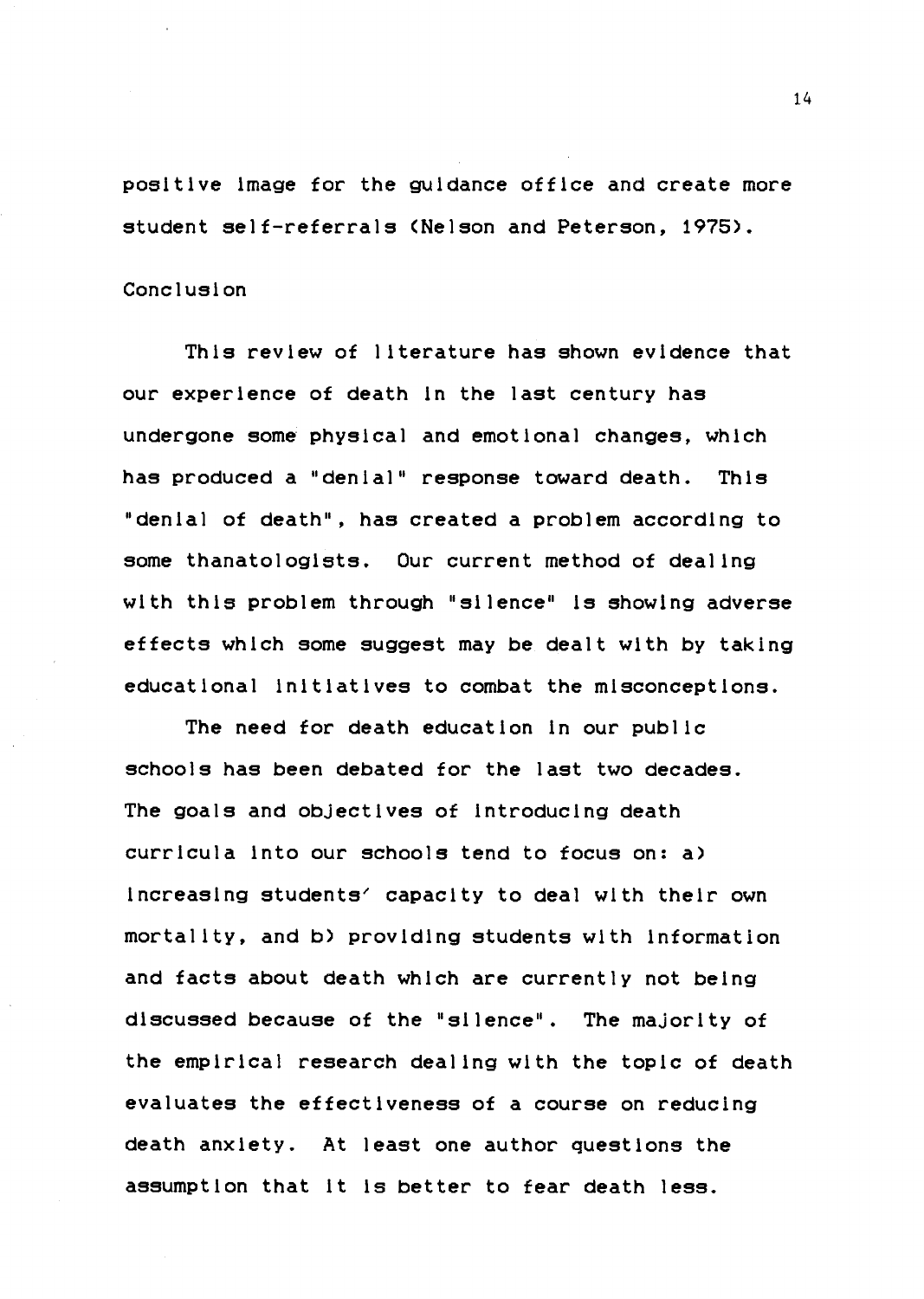positive image for the guidance office and create more student self-referrals (Nelson and Peterson, 1975).

## Conclusion

This review of literature has shown evidence that our experience of death in the last century has undergone some physical and emotional changes, which has produced a "denial" response toward death. This "denial of death", has created a problem according to some thanatologists. Our current method of dealing with this problem through "silence" is showing adverse effects which some suggest may be dealt with by taking educational initiatives to combat the misconceptions.

The need for death education in our public schools has been debated for the last two decades. The goals and objectives of introducing death curricula into our schools tend to focus on: a) increasing students' capacity to deal with their own mortality, and b) providing students with information and facts about death which are currently not being discussed because of the "silence". The majority of the empirical research dealing with the topic of death evaluates the effectiveness of a course on reducing death anxiety. At least one author questions the assumption that it is better to fear death less.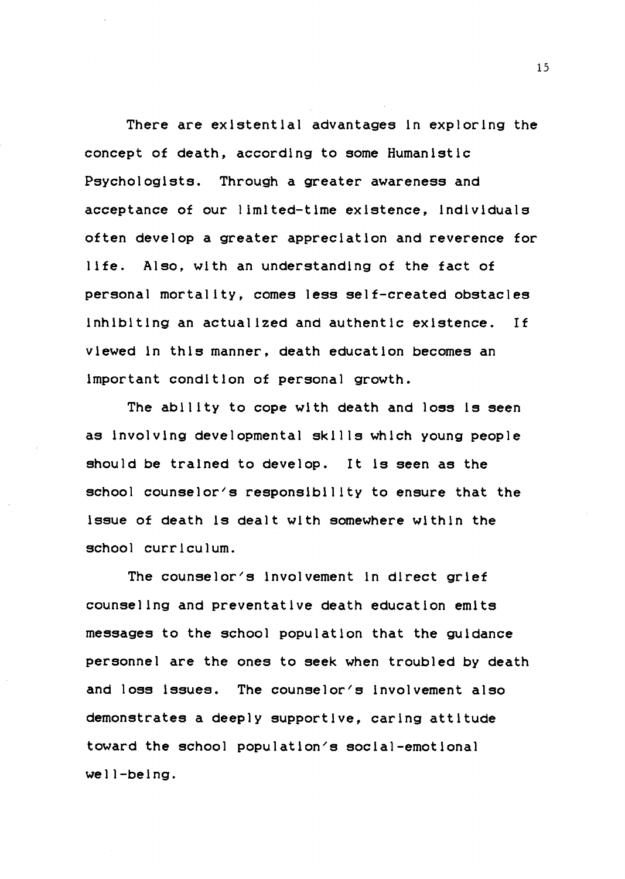There are existential advantages in exploring the concept of death, according to some Humanistic Psychologists. Through a greater awareness and acceptance of our limited-time existence, individuals often develop a greater appreciation and reverence for life. Also, with an understanding of the fact of personal mortality, comes less self-created obstacles inhibiting an actualized and authentic existence. If viewed in this manner, death education becomes an important condition of personal growth.

The ability to cope with death and loss is seen as involving developmental skills which young people should be trained to develop. It is seen as the school counselor's responsibility to ensure that the issue of death is dealt with somewhere within the school curriculum.

The counselor's involvement in direct grief counseling and preventative death education emits messages to the school population that the guidance personnel are the ones to seek when troubled by death and loss issues. The counselor's involvement also demonstrates a deeply supportive, caring attitude toward the school population's social-emotional well-being.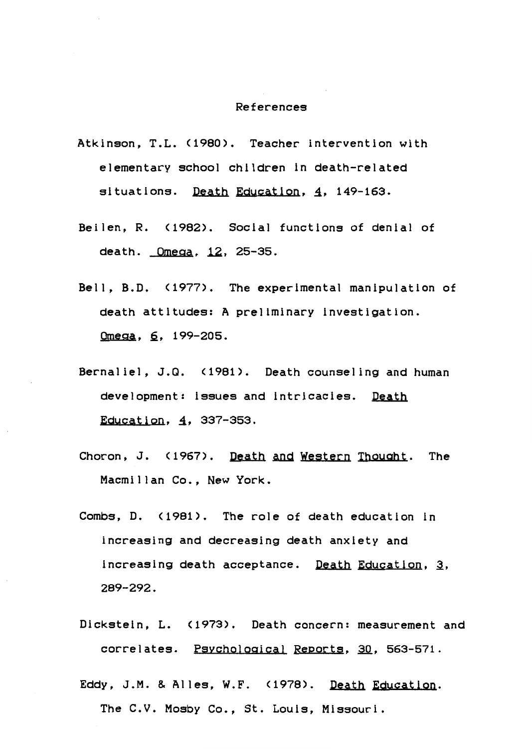# References

Atkinson, T.L. (1980). Teacher intervention with elementary school children in death-related situations. Death Education, 4, 149-163.

Beilen, R. (1982). Social functions of denial of death. Omega, 12, 25-35.

Bell, B.D. (1977). The experimental manipulation of death attitudes: A preliminary investigation. Omega, 6, 199-205.

Bernaliel, J.Q. (1981). Death counseling and human development: issues and intricacies. Death Education, 4, 337-353.

Choron, J. (1967). Death and Western Thought. The Macmillan Co., New York.

Combs, D. (1981). The role of death education in increasing and decreasing death anxiety and increasing death acceptance. Death Education, 3, 289-292.

Dickstein, L. (1973). Death concern: measurement and correlates. Psychological Reports, 30, 563-571.

Eddy, J.M. & Alles, W.F. (1978). Death Education. The C.V. Mosby Co., St. Louis, Missouri.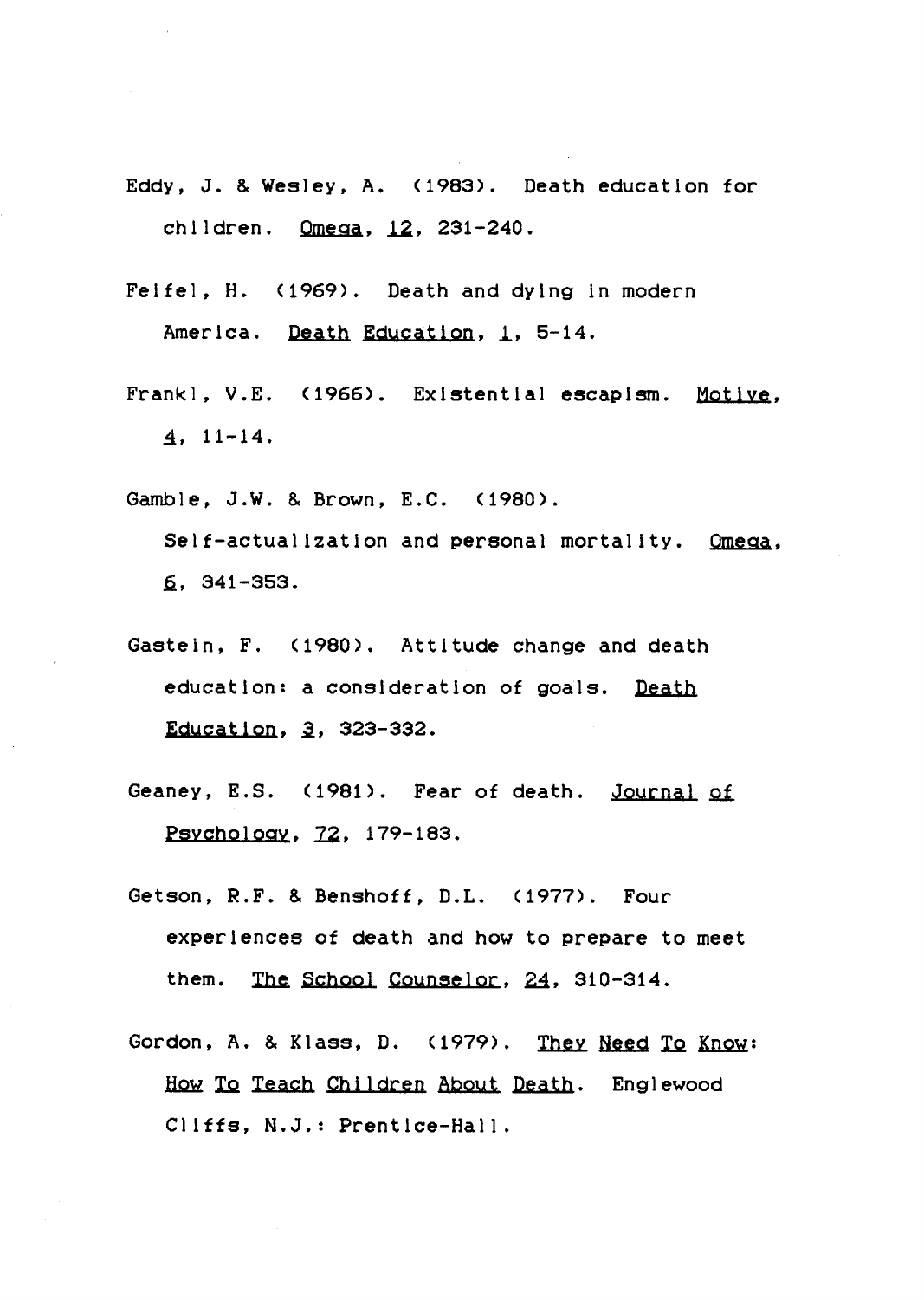Eddy, J. & Wesley, A. (1983). Death education for children. _Omega_, _12_, 231-240.

Feifel, H. (1969). Death and dying in modern America. _Death Education_, _1_, 5-14.

Frankl, V.E. (1966). Existential escapism. _Motive_, _4_, 11-14.

Gamble, J.W. & Brown, E.C. (1980). Self-actualization and personal mortality. _Omega_, _6_, 341-353.

Gastein, F. (1980). Attitude change and death education: a consideration of goals. _Death Education_, _3_, 323-332.

Geaney, E.S. (1981). Fear of death. _Journal of Psychology_, _72_, 179-183.

Getson, R.F. & Benshoff, D.L. (1977). Four experiences of death and how to prepare to meet them. _The School Counselor_, _24_, 310-314.

Gordon, A. & Klass, D. (1979). _They Need To Know: How To Teach Children About Death_. Englewood Cliffs, N.J.: Prentice-Hall.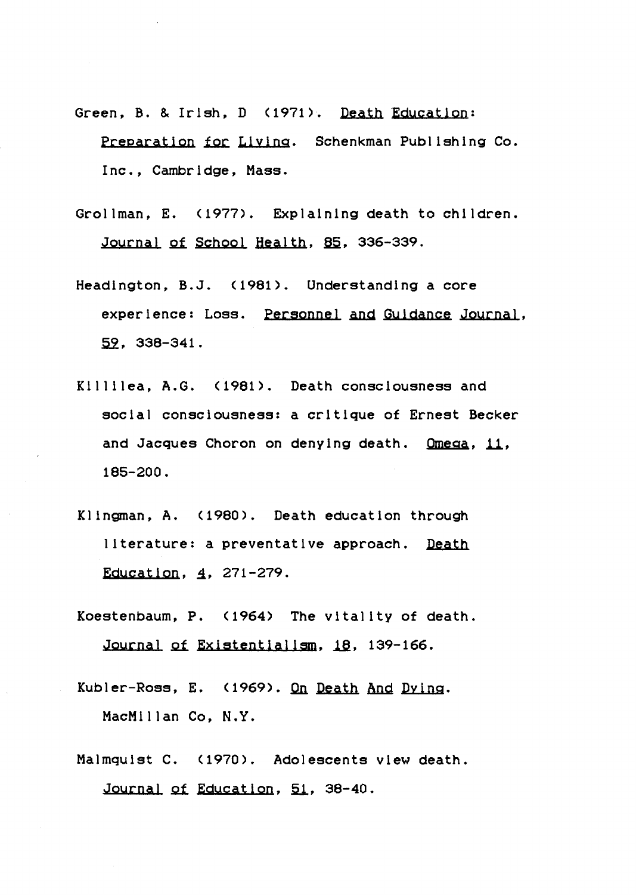Green, B. & Irish, D (1971). Death Education: Preparation for Living. Schenkman Publishing Co. Inc., Cambridge, Mass.

Grollman, E. (1977). Explaining death to children. Journal of School Health, 85, 336-339.

Headington, B.J. (1981). Understanding a core experience: Loss. Personnel and Guidance Journal, 59, 338-341.

Killilea, A.G. (1981). Death consciousness and social consciousness: a critique of Ernest Becker and Jacques Choron on denying death. Omega, 11, 185-200.

Klingman, A. (1980). Death education through literature: a preventative approach. Death Education, 4, 271-279.

Koestenbaum, P. (1964) The vitality of death. Journal of Existentialism, 18, 139-166.

Kubler-Ross, E. (1969). On Death And Dying. MacMillan Co, N.Y.

Malmquist C. (1970). Adolescents view death. Journal of Education, 51, 38-40.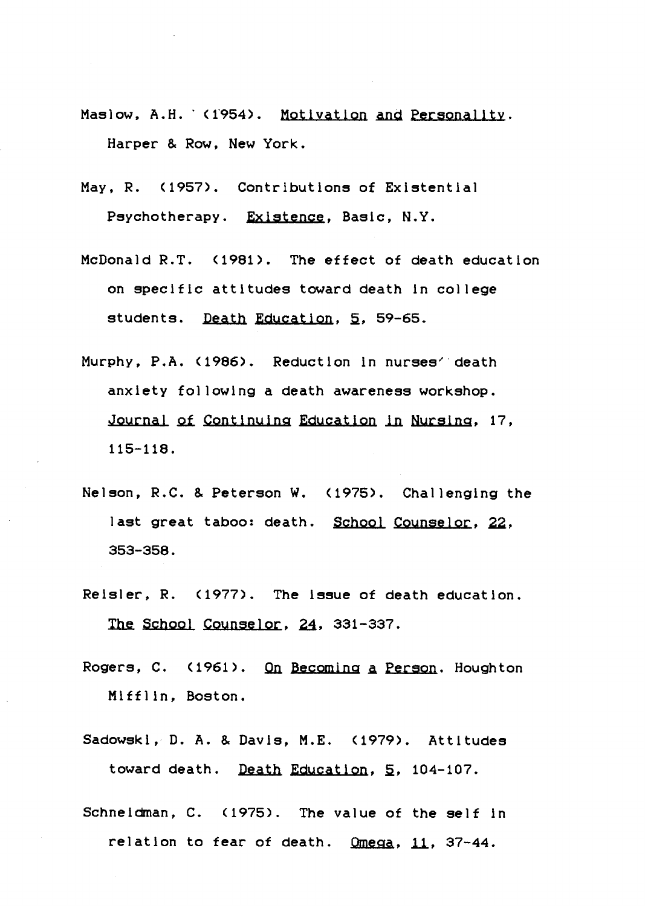Maslow, A.H. (1954). _Motivation and Personality_. Harper & Row, New York.

May, R. (1957). Contributions of Existential Psychotherapy. _Existence_, Basic, N.Y.

McDonald R.T. (1981). The effect of death education on specific attitudes toward death in college students. _Death Education_, _5_, 59-65.

Murphy, P.A. (1986). Reduction in nurses' death anxiety following a death awareness workshop. _Journal of Continuing Education in Nursing_, 17, 115-118.

Nelson, R.C. & Peterson W. (1975). Challenging the last great taboo: death. _School Counselor_, _22_, 353-358.

Reisler, R. (1977). The issue of death education. _The School Counselor_, _24_, 331-337.

Rogers, C. (1961). _On Becoming a Person_. Houghton Mifflin, Boston.

Sadowski, D. A. & Davis, M.E. (1979). Attitudes toward death. _Death Education_, _5_, 104-107.

Schneidman, C. (1975). The value of the self in relation to fear of death. _Omega_, _11_, 37-44.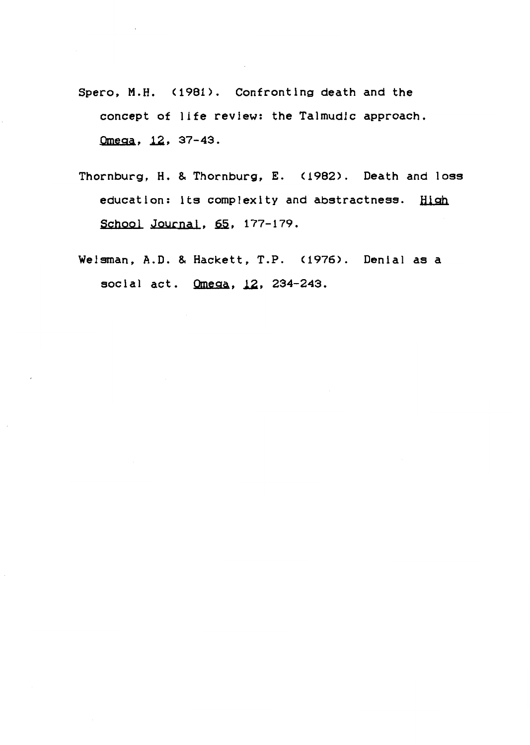Spero, M.H. (1981). Confronting death and the concept of life review: the Talmudic approach. _Omega_, _12_, 37-43.

Thornburg, H. & Thornburg, E. (1982). Death and loss education: its complexity and abstractness. _High School Journal_, _65_, 177-179.

Weisman, A.D. & Hackett, T.P. (1976). Denial as a social act. _Omega_, _12_, 234-243.